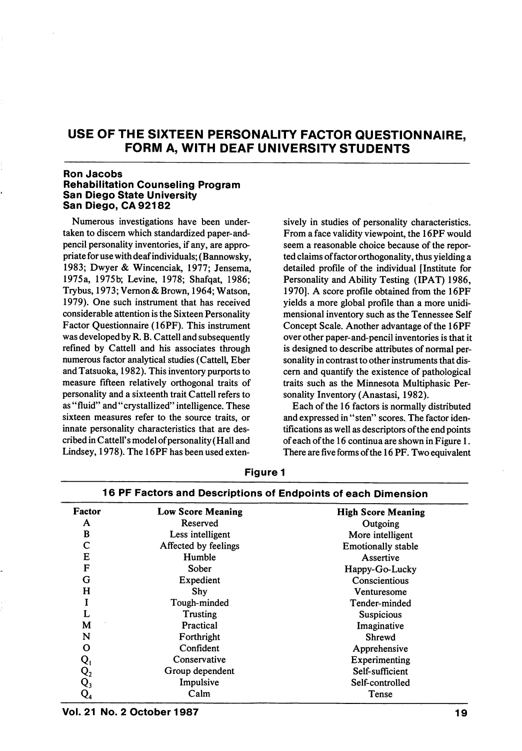# USE OF THE SIXTEEN PERSONALITY FACTOR QUESTIONNAIRE, FORM A, WITH DEAF UNIVERSITY STUDENTS

**Ron Jacobs**
**Rehabilitation Counseling Program**
**San Diego State University**
**San Diego, CA 92182**

Numerous investigations have been undertaken to discern which standardized paper-and-pencil personality inventories, if any, are appropriate for use with deaf individuals; (Bannowsky, 1983; Dwyer & Wincenciak, 1977; Jensema, 1975a, 1975b; Levine, 1978; Shafqat, 1986; Trybus, 1973; Vernon & Brown, 1964; Watson, 1979). One such instrument that has received considerable attention is the Sixteen Personality Factor Questionnaire (16PF). This instrument was developed by R. B. Cattell and subsequently refined by Cattell and his associates through numerous factor analytical studies (Cattell, Eber and Tatsuoka, 1982). This inventory purports to measure fifteen relatively orthogonal traits of personality and a sixteenth trait Cattell refers to as "fluid" and "crystallized" intelligence. These sixteen measures refer to the source traits, or innate personality characteristics that are described in Cattell's model of personality (Hall and Lindsey, 1978). The 16PF has been used extensively in studies of personality characteristics. From a face validity viewpoint, the 16PF would seem a reasonable choice because of the reported claims of factor orthogonality, thus yielding a detailed profile of the individual [Institute for Personality and Ability Testing (IPAT) 1986, 1970]. A score profile obtained from the 16PF yields a more global profile than a more unidimensional inventory such as the Tennessee Self Concept Scale. Another advantage of the 16PF over other paper-and-pencil inventories is that it is designed to describe attributes of normal personality in contrast to other instruments that discern and quantify the existence of pathological traits such as the Minnesota Multiphasic Personality Inventory (Anastasi, 1982).

Each of the 16 factors is normally distributed and expressed in "sten" scores. The factor identifications as well as descriptors of the end points of each of the 16 continua are shown in Figure 1. There are five forms of the 16 PF. Two equivalent

**Figure 1**

**16 PF Factors and Descriptions of Endpoints of each Dimension**

| Factor | Low Score Meaning | High Score Meaning |
|---|---|---|
| A | Reserved | Outgoing |
| B | Less intelligent | More intelligent |
| C | Affected by feelings | Emotionally stable |
| E | Humble | Assertive |
| F | Sober | Happy-Go-Lucky |
| G | Expedient | Conscientious |
| H | Shy | Venturesome |
| I | Tough-minded | Tender-minded |
| L | Trusting | Suspicious |
| M | Practical | Imaginative |
| N | Forthright | Shrewd |
| O | Confident | Apprehensive |
| $Q_1$ | Conservative | Experimenting |
| $Q_2$ | Group dependent | Self-sufficient |
| $Q_3$ | Impulsive | Self-controlled |
| $Q_4$ | Calm | Tense |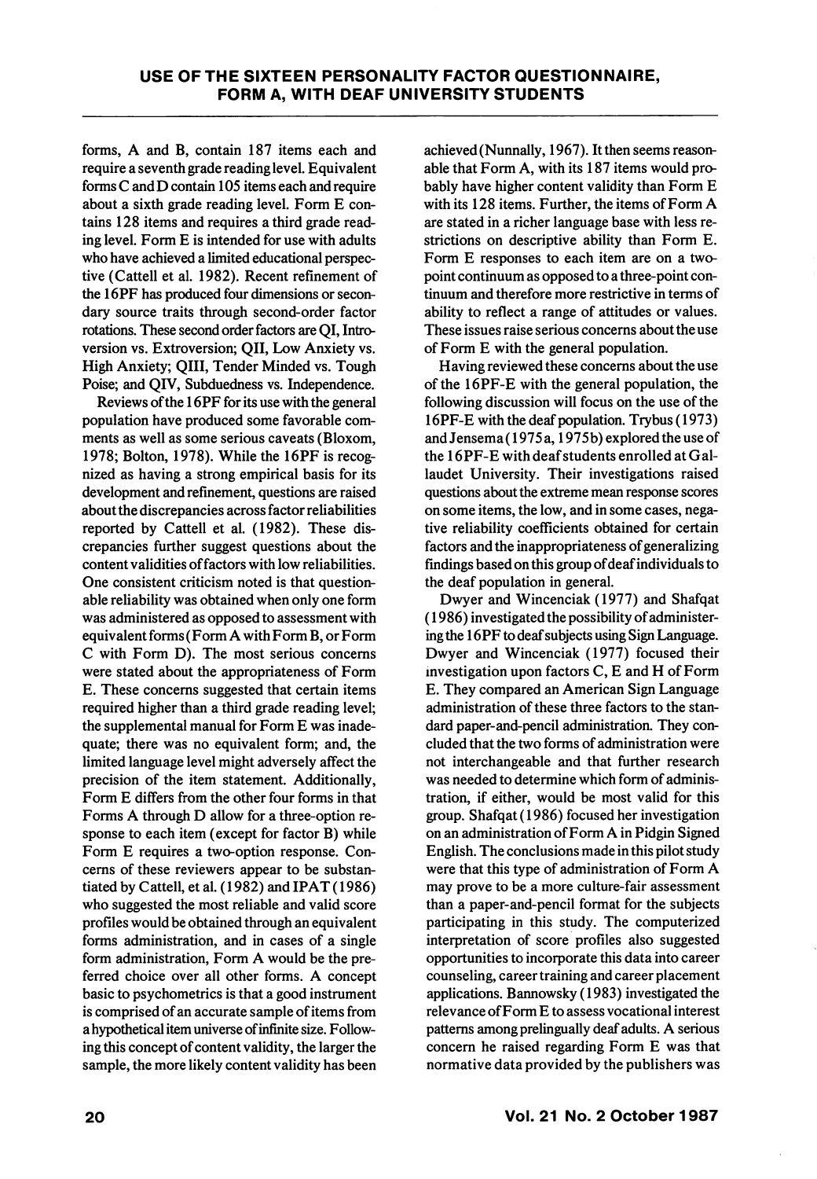forms, A and B, contain 187 items each and require a seventh grade reading level. Equivalent forms C and D contain 105 items each and require about a sixth grade reading level. Form E contains 128 items and requires a third grade reading level. Form E is intended for use with adults who have achieved a limited educational perspective (Cattell et al. 1982). Recent refinement of the 16PF has produced four dimensions or secondary source traits through second-order factor rotations. These second order factors are QI, Introversion vs. Extroversion; QII, Low Anxiety vs. High Anxiety; QIII, Tender Minded vs. Tough Poise; and QIV, Subduedness vs. Independence.

Reviews of the 16PF for its use with the general population have produced some favorable comments as well as some serious caveats (Bloxom, 1978; Bolton, 1978). While the 16PF is recognized as having a strong empirical basis for its development and refinement, questions are raised about the discrepancies across factor reliabilities reported by Cattell et al. (1982). These discrepancies further suggest questions about the content validities of factors with low reliabilities. One consistent criticism noted is that questionable reliability was obtained when only one form was administered as opposed to assessment with equivalent forms (Form A with Form B, or Form C with Form D). The most serious concerns were stated about the appropriateness of Form E. These concerns suggested that certain items required higher than a third grade reading level; the supplemental manual for Form E was inadequate; there was no equivalent form; and, the limited language level might adversely affect the precision of the item statement. Additionally, Form E differs from the other four forms in that Forms A through D allow for a three-option response to each item (except for factor B) while Form E requires a two-option response. Concerns of these reviewers appear to be substantiated by Cattell, et al. (1982) and IPAT (1986) who suggested the most reliable and valid score profiles would be obtained through an equivalent forms administration, and in cases of a single form administration, Form A would be the preferred choice over all other forms. A concept basic to psychometrics is that a good instrument is comprised of an accurate sample of items from a hypothetical item universe of infinite size. Following this concept of content validity, the larger the sample, the more likely content validity has been achieved (Nunnally, 1967). It then seems reasonable that Form A, with its 187 items would probably have higher content validity than Form E with its 128 items. Further, the items of Form A are stated in a richer language base with less restrictions on descriptive ability than Form E. Form E responses to each item are on a two-point continuum as opposed to a three-point continuum and therefore more restrictive in terms of ability to reflect a range of attitudes or values. These issues raise serious concerns about the use of Form E with the general population.

Having reviewed these concerns about the use of the 16PF-E with the general population, the following discussion will focus on the use of the 16PF-E with the deaf population. Trybus (1973) and Jensema (1975a, 1975b) explored the use of the 16PF-E with deaf students enrolled at Gallaudet University. Their investigations raised questions about the extreme mean response scores on some items, the low, and in some cases, negative reliability coefficients obtained for certain factors and the inappropriateness of generalizing findings based on this group of deaf individuals to the deaf population in general.

Dwyer and Wincenciak (1977) and Shafqat (1986) investigated the possibility of administering the 16PF to deaf subjects using Sign Language. Dwyer and Wincenciak (1977) focused their investigation upon factors C, E and H of Form E. They compared an American Sign Language administration of these three factors to the standard paper-and-pencil administration. They concluded that the two forms of administration were not interchangeable and that further research was needed to determine which form of administration, if either, would be most valid for this group. Shafqat (1986) focused her investigation on an administration of Form A in Pidgin Signed English. The conclusions made in this pilot study were that this type of administration of Form A may prove to be a more culture-fair assessment than a paper-and-pencil format for the subjects participating in this study. The computerized interpretation of score profiles also suggested opportunities to incorporate this data into career counseling, career training and career placement applications. Bannowsky (1983) investigated the relevance of Form E to assess vocational interest patterns among prelingually deaf adults. A serious concern he raised regarding Form E was that normative data provided by the publishers was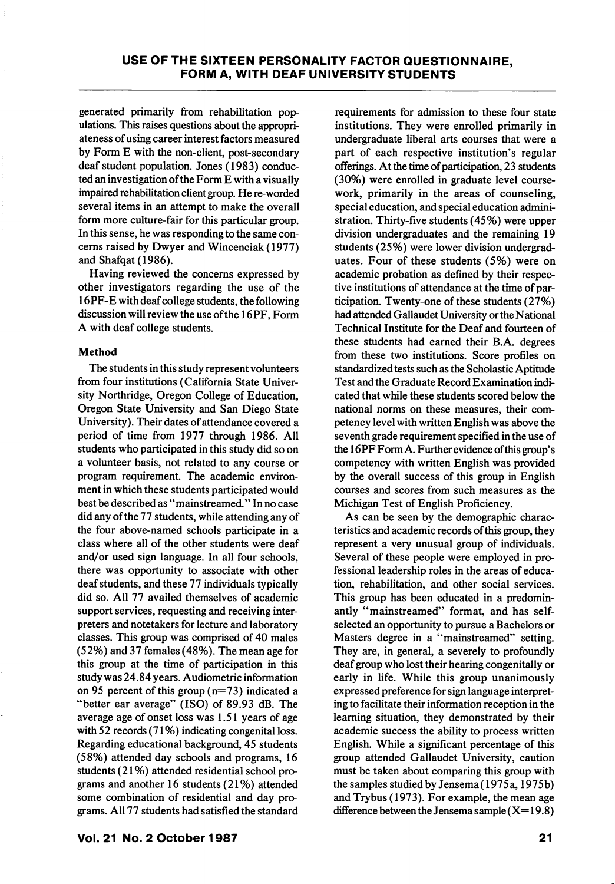generated primarily from rehabilitation populations. This raises questions about the appropriateness of using career interest factors measured by Form E with the non-client, post-secondary deaf student population. Jones (1983) conducted an investigation of the Form E with a visually impaired rehabilitation client group. He re-worded several items in an attempt to make the overall form more culture-fair for this particular group. In this sense, he was responding to the same concerns raised by Dwyer and Wincenciak (1977) and Shafqat (1986).

Having reviewed the concerns expressed by other investigators regarding the use of the 16PF-E with deaf college students, the following discussion will review the use of the 16PF, Form A with deaf college students.

### Method

The students in this study represent volunteers from four institutions (California State University Northridge, Oregon College of Education, Oregon State University and San Diego State University). Their dates of attendance covered a period of time from 1977 through 1986. All students who participated in this study did so on a volunteer basis, not related to any course or program requirement. The academic environment in which these students participated would best be described as "mainstreamed." In no case did any of the 77 students, while attending any of the four above-named schools participate in a class where all of the other students were deaf and/or used sign language. In all four schools, there was opportunity to associate with other deaf students, and these 77 individuals typically did so. All 77 availed themselves of academic support services, requesting and receiving interpreters and notetakers for lecture and laboratory classes. This group was comprised of 40 males (52%) and 37 females (48%). The mean age for this group at the time of participation in this study was 24.84 years. Audiometric information on 95 percent of this group (n=73) indicated a "better ear average" (ISO) of 89.93 dB. The average age of onset loss was 1.51 years of age with 52 records (71%) indicating congenital loss. Regarding educational background, 45 students (58%) attended day schools and programs, 16 students (21%) attended residential school programs and another 16 students (21%) attended some combination of residential and day programs. All 77 students had satisfied the standard requirements for admission to these four state institutions. They were enrolled primarily in undergraduate liberal arts courses that were a part of each respective institution's regular offerings. At the time of participation, 23 students (30%) were enrolled in graduate level coursework, primarily in the areas of counseling, special education, and special education administration. Thirty-five students (45%) were upper division undergraduates and the remaining 19 students (25%) were lower division undergraduates. Four of these students (5%) were on academic probation as defined by their respective institutions of attendance at the time of participation. Twenty-one of these students (27%) had attended Gallaudet University or the National Technical Institute for the Deaf and fourteen of these students had earned their B.A. degrees from these two institutions. Score profiles on standardized tests such as the Scholastic Aptitude Test and the Graduate Record Examination indicated that while these students scored below the national norms on these measures, their competency level with written English was above the seventh grade requirement specified in the use of the 16PF Form A. Further evidence of this group's competency with written English was provided by the overall success of this group in English courses and scores from such measures as the Michigan Test of English Proficiency.

As can be seen by the demographic characteristics and academic records of this group, they represent a very unusual group of individuals. Several of these people were employed in professional leadership roles in the areas of education, rehabilitation, and other social services. This group has been educated in a predominantly "mainstreamed" format, and has self-selected an opportunity to pursue a Bachelors or Masters degree in a "mainstreamed" setting. They are, in general, a severely to profoundly deaf group who lost their hearing congenitally or early in life. While this group unanimously expressed preference for sign language interpreting to facilitate their information reception in the learning situation, they demonstrated by their academic success the ability to process written English. While a significant percentage of this group attended Gallaudet University, caution must be taken about comparing this group with the samples studied by Jensema (1975a, 1975b) and Trybus (1973). For example, the mean age difference between the Jensema sample ($X=19.8$)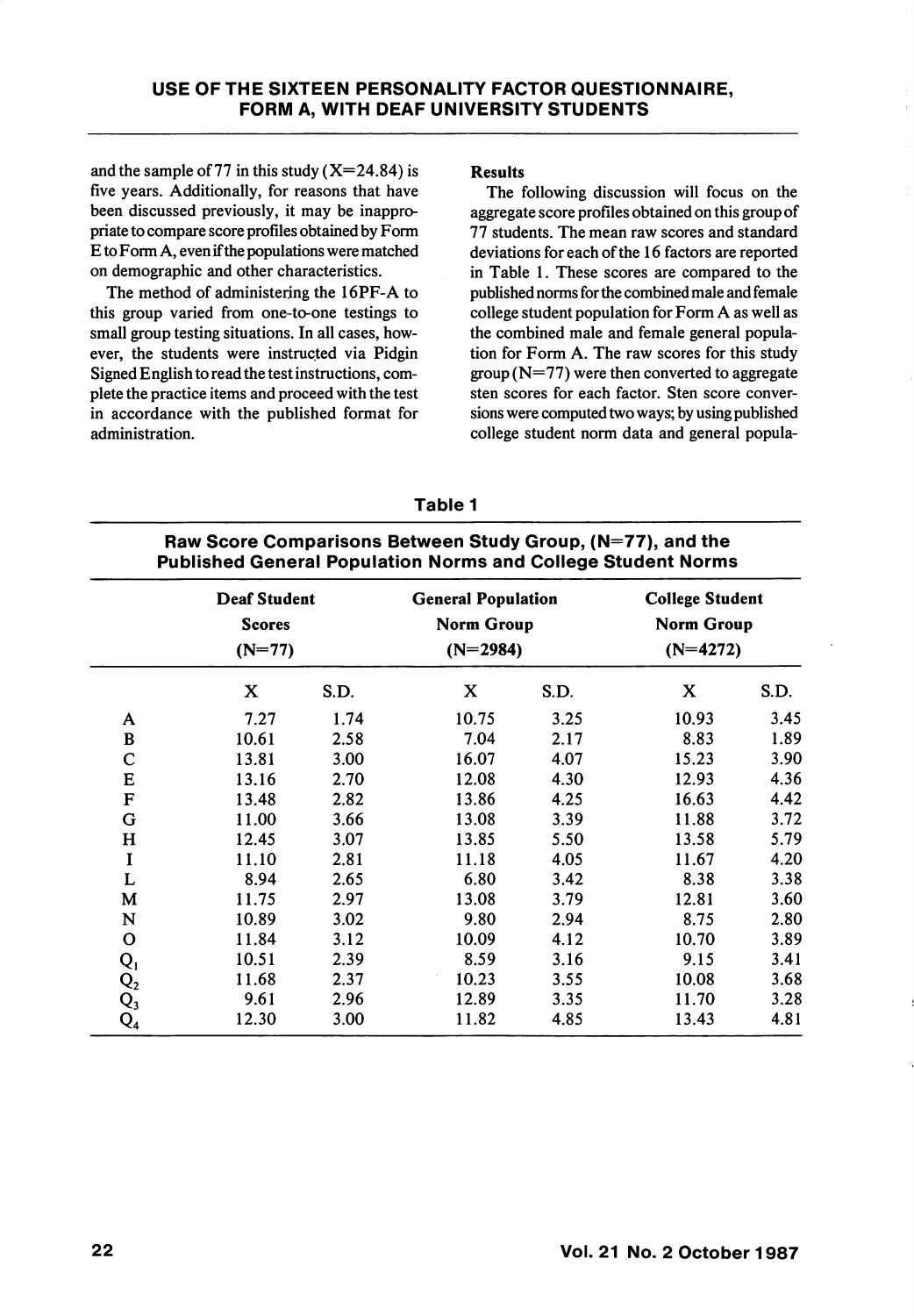and the sample of 77 in this study (X=24.84) is five years. Additionally, for reasons that have been discussed previously, it may be inappropriate to compare score profiles obtained by Form E to Form A, even if the populations were matched on demographic and other characteristics.

The method of administering the 16PF-A to this group varied from one-to-one testings to small group testing situations. In all cases, however, the students were instructed via Pidgin Signed English to read the test instructions, complete the practice items and proceed with the test in accordance with the published format for administration.

**Results**

The following discussion will focus on the aggregate score profiles obtained on this group of 77 students. The mean raw scores and standard deviations for each of the 16 factors are reported in Table 1. These scores are compared to the published norms for the combined male and female college student population for Form A as well as the combined male and female general population for Form A. The raw scores for this study group (N=77) were then converted to aggregate sten scores for each factor. Sten score conversions were computed two ways; by using published college student norm data and general popula-

**Table 1**

**Raw Score Comparisons Between Study Group, (N=77), and the Published General Population Norms and College Student Norms**

| | Deaf Student Scores (N=77) | | General Population Norm Group (N=2984) | | College Student Norm Group (N=4272) | |
|---|---|---|---|---|---|---|
| | X | S.D. | X | S.D. | X | S.D. |
| A | 7.27 | 1.74 | 10.75 | 3.25 | 10.93 | 3.45 |
| B | 10.61 | 2.58 | 7.04 | 2.17 | 8.83 | 1.89 |
| C | 13.81 | 3.00 | 16.07 | 4.07 | 15.23 | 3.90 |
| E | 13.16 | 2.70 | 12.08 | 4.30 | 12.93 | 4.36 |
| F | 13.48 | 2.82 | 13.86 | 4.25 | 16.63 | 4.42 |
| G | 11.00 | 3.66 | 13.08 | 3.39 | 11.88 | 3.72 |
| H | 12.45 | 3.07 | 13.85 | 5.50 | 13.58 | 5.79 |
| I | 11.10 | 2.81 | 11.18 | 4.05 | 11.67 | 4.20 |
| L | 8.94 | 2.65 | 6.80 | 3.42 | 8.38 | 3.38 |
| M | 11.75 | 2.97 | 13.08 | 3.79 | 12.81 | 3.60 |
| N | 10.89 | 3.02 | 9.80 | 2.94 | 8.75 | 2.80 |
| O | 11.84 | 3.12 | 10.09 | 4.12 | 10.70 | 3.89 |
| $Q_1$ | 10.51 | 2.39 | 8.59 | 3.16 | 9.15 | 3.41 |
| $Q_2$ | 11.68 | 2.37 | 10.23 | 3.55 | 10.08 | 3.68 |
| $Q_3$ | 9.61 | 2.96 | 12.89 | 3.35 | 11.70 | 3.28 |
| $Q_4$ | 12.30 | 3.00 | 11.82 | 4.85 | 13.43 | 4.81 |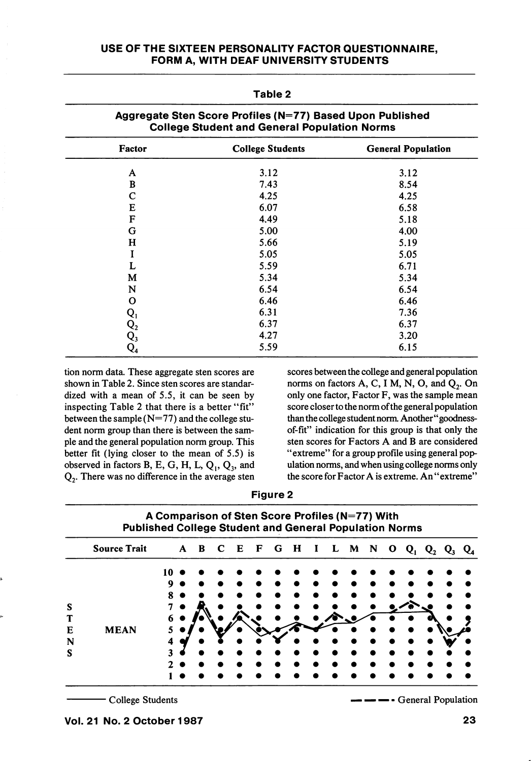## Table 2

**Aggregate Sten Score Profiles (N=77) Based Upon Published College Student and General Population Norms**

| Factor | College Students | General Population |
|---|---|---|
| A | 3.12 | 3.12 |
| B | 7.43 | 8.54 |
| C | 4.25 | 4.25 |
| E | 6.07 | 6.58 |
| F | 4.49 | 5.18 |
| G | 5.00 | 4.00 |
| H | 5.66 | 5.19 |
| I | 5.05 | 5.05 |
| L | 5.59 | 6.71 |
| M | 5.34 | 5.34 |
| N | 6.54 | 6.54 |
| O | 6.46 | 6.46 |
| $Q_1$ | 6.31 | 7.36 |
| $Q_2$ | 6.37 | 6.37 |
| $Q_3$ | 4.27 | 3.20 |
| $Q_4$ | 5.59 | 6.15 |

tion norm data. These aggregate sten scores are shown in Table 2. Since sten scores are standardized with a mean of 5.5, it can be seen by inspecting Table 2 that there is a better "fit" between the sample (N=77) and the college student norm group than there is between the sample and the general population norm group. This better fit (lying closer to the mean of 5.5) is observed in factors B, E, G, H, L, $Q_1$, $Q_3$, and $Q_2$. There was no difference in the average sten scores between the college and general population norms on factors A, C, I M, N, O, and $Q_2$. On only one factor, Factor F, was the sample mean score closer to the norm of the general population than the college student norm. Another "goodness-of-fit" indication for this group is that only the sten scores for Factors A and B are considered "extreme" for a group profile using general population norms, and when using college norms only the score for Factor A is extreme. An "extreme"

## Figure 2

**A Comparison of Sten Score Profiles (N=77) With Published College Student and General Population Norms**

Source Trait: A B C E F G H I L M N O $Q_1$ $Q_2$ $Q_3$ $Q_4$

STENS (1–10), MEAN

——— College Students

– – – – General Population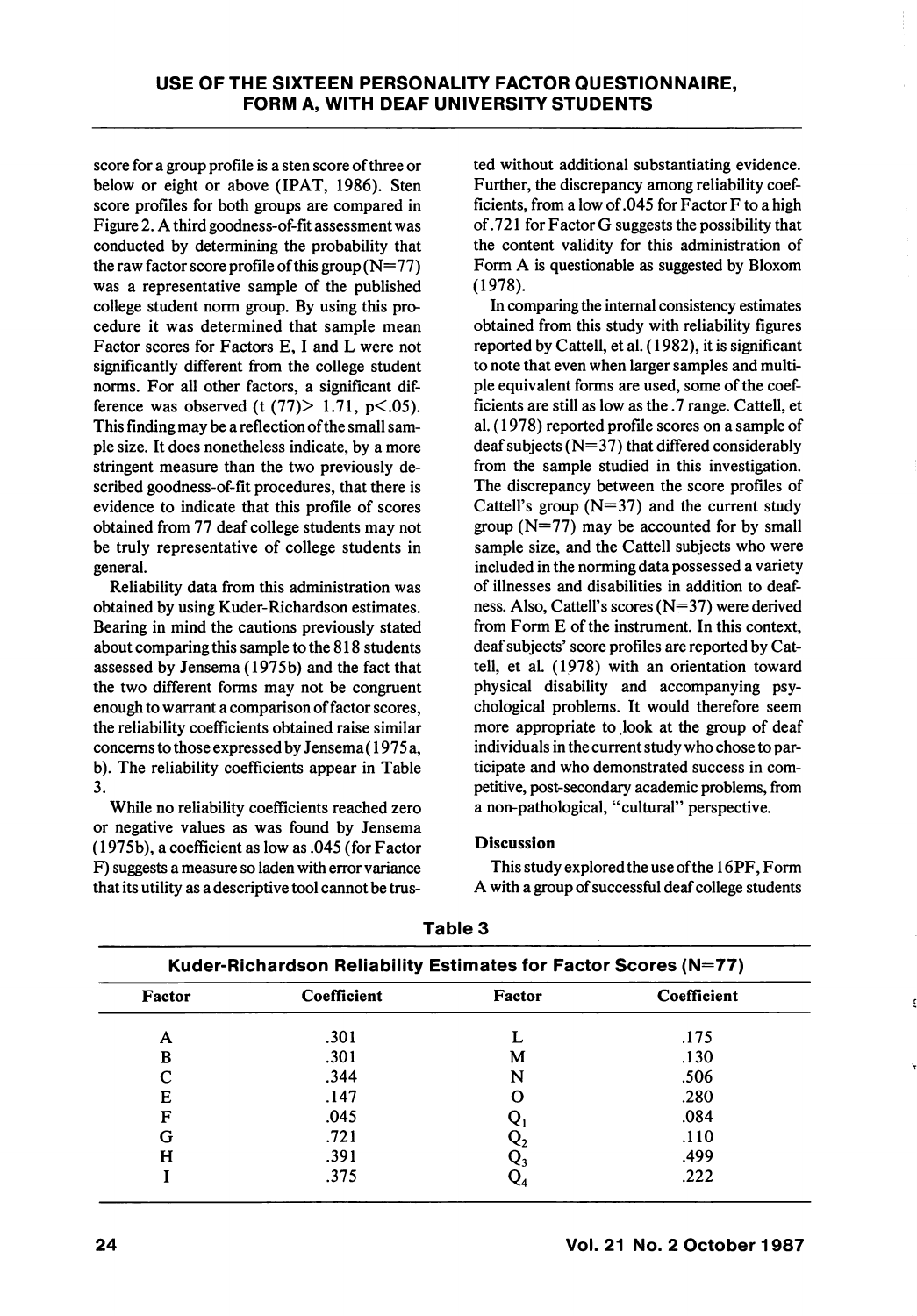score for a group profile is a sten score of three or below or eight or above (IPAT, 1986). Sten score profiles for both groups are compared in Figure 2. A third goodness-of-fit assessment was conducted by determining the probability that the raw factor score profile of this group (N=77) was a representative sample of the published college student norm group. By using this procedure it was determined that sample mean Factor scores for Factors E, I and L were not significantly different from the college student norms. For all other factors, a significant difference was observed ($t(77) > 1.71$, $p < .05$). This finding may be a reflection of the small sample size. It does nonetheless indicate, by a more stringent measure than the two previously described goodness-of-fit procedures, that there is evidence to indicate that this profile of scores obtained from 77 deaf college students may not be truly representative of college students in general.

Reliability data from this administration was obtained by using Kuder-Richardson estimates. Bearing in mind the cautions previously stated about comparing this sample to the 818 students assessed by Jensema (1975b) and the fact that the two different forms may not be congruent enough to warrant a comparison of factor scores, the reliability coefficients obtained raise similar concerns to those expressed by Jensema (1975a, b). The reliability coefficients appear in Table 3.

While no reliability coefficients reached zero or negative values as was found by Jensema (1975b), a coefficient as low as .045 (for Factor F) suggests a measure so laden with error variance that its utility as a descriptive tool cannot be trusted without additional substantiating evidence. Further, the discrepancy among reliability coefficients, from a low of .045 for Factor F to a high of .721 for Factor G suggests the possibility that the content validity for this administration of Form A is questionable as suggested by Bloxom (1978).

In comparing the internal consistency estimates obtained from this study with reliability figures reported by Cattell, et al. (1982), it is significant to note that even when larger samples and multiple equivalent forms are used, some of the coefficients are still as low as the .7 range. Cattell, et al. (1978) reported profile scores on a sample of deaf subjects (N=37) that differed considerably from the sample studied in this investigation. The discrepancy between the score profiles of Cattell's group (N=37) and the current study group (N=77) may be accounted for by small sample size, and the Cattell subjects who were included in the norming data possessed a variety of illnesses and disabilities in addition to deafness. Also, Cattell's scores (N=37) were derived from Form E of the instrument. In this context, deaf subjects' score profiles are reported by Cattell, et al. (1978) with an orientation toward physical disability and accompanying psychological problems. It would therefore seem more appropriate to look at the group of deaf individuals in the current study who chose to participate and who demonstrated success in competitive, post-secondary academic problems, from a non-pathological, "cultural" perspective.

### Discussion

This study explored the use of the 16PF, Form A with a group of successful deaf college students

**Table 3**

**Kuder-Richardson Reliability Estimates for Factor Scores (N=77)**

| Factor | Coefficient | Factor | Coefficient |
|---|---|---|---|
| A | .301 | L | .175 |
| B | .301 | M | .130 |
| C | .344 | N | .506 |
| E | .147 | O | .280 |
| F | .045 | $Q_1$ | .084 |
| G | .721 | $Q_2$ | .110 |
| H | .391 | $Q_3$ | .499 |
| I | .375 | $Q_4$ | .222 |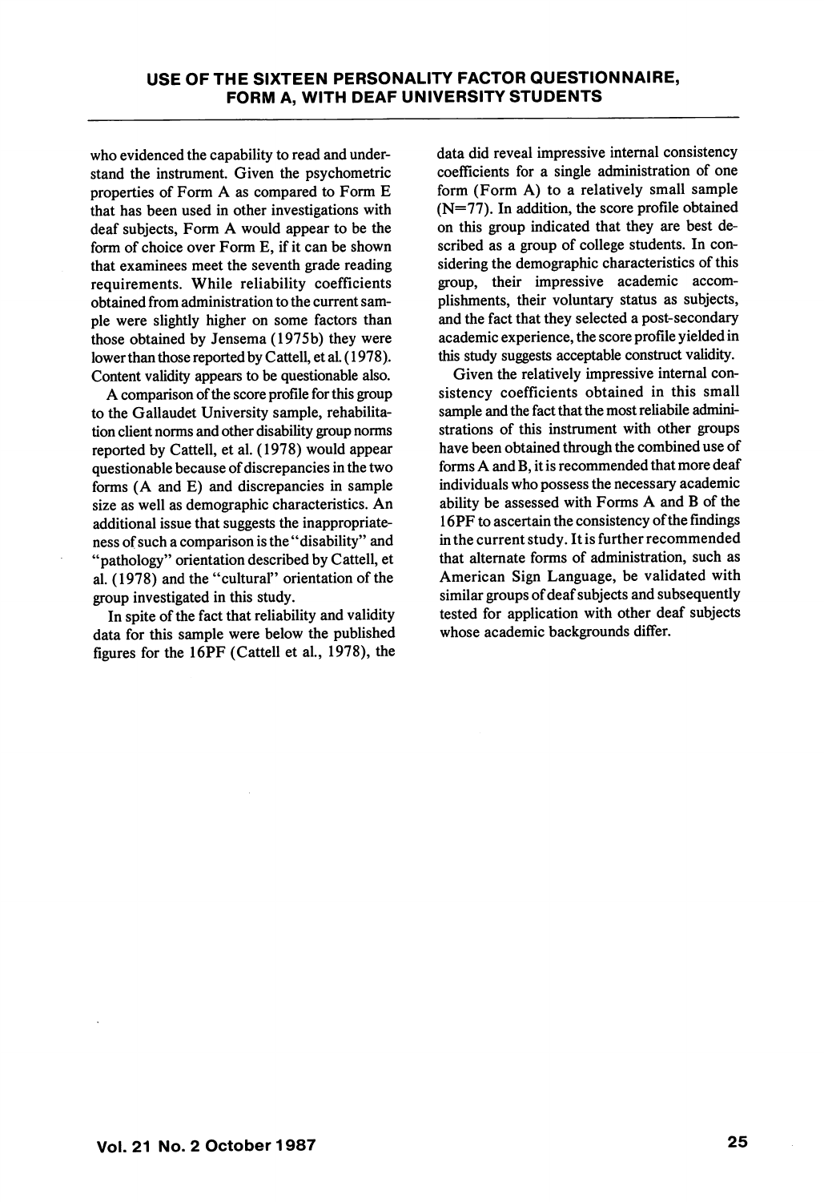who evidenced the capability to read and understand the instrument. Given the psychometric properties of Form A as compared to Form E that has been used in other investigations with deaf subjects, Form A would appear to be the form of choice over Form E, if it can be shown that examinees meet the seventh grade reading requirements. While reliability coefficients obtained from administration to the current sample were slightly higher on some factors than those obtained by Jensema (1975b) they were lower than those reported by Cattell, et al. (1978). Content validity appears to be questionable also.

A comparison of the score profile for this group to the Gallaudet University sample, rehabilitation client norms and other disability group norms reported by Cattell, et al. (1978) would appear questionable because of discrepancies in the two forms (A and E) and discrepancies in sample size as well as demographic characteristics. An additional issue that suggests the inappropriateness of such a comparison is the "disability" and "pathology" orientation described by Cattell, et al. (1978) and the "cultural" orientation of the group investigated in this study.

In spite of the fact that reliability and validity data for this sample were below the published figures for the 16PF (Cattell et al., 1978), the data did reveal impressive internal consistency coefficients for a single administration of one form (Form A) to a relatively small sample (N=77). In addition, the score profile obtained on this group indicated that they are best described as a group of college students. In considering the demographic characteristics of this group, their impressive academic accomplishments, their voluntary status as subjects, and the fact that they selected a post-secondary academic experience, the score profile yielded in this study suggests acceptable construct validity.

Given the relatively impressive internal consistency coefficients obtained in this small sample and the fact that the most reliabile administrations of this instrument with other groups have been obtained through the combined use of forms A and B, it is recommended that more deaf individuals who possess the necessary academic ability be assessed with Forms A and B of the 16PF to ascertain the consistency of the findings in the current study. It is further recommended that alternate forms of administration, such as American Sign Language, be validated with similar groups of deaf subjects and subsequently tested for application with other deaf subjects whose academic backgrounds differ.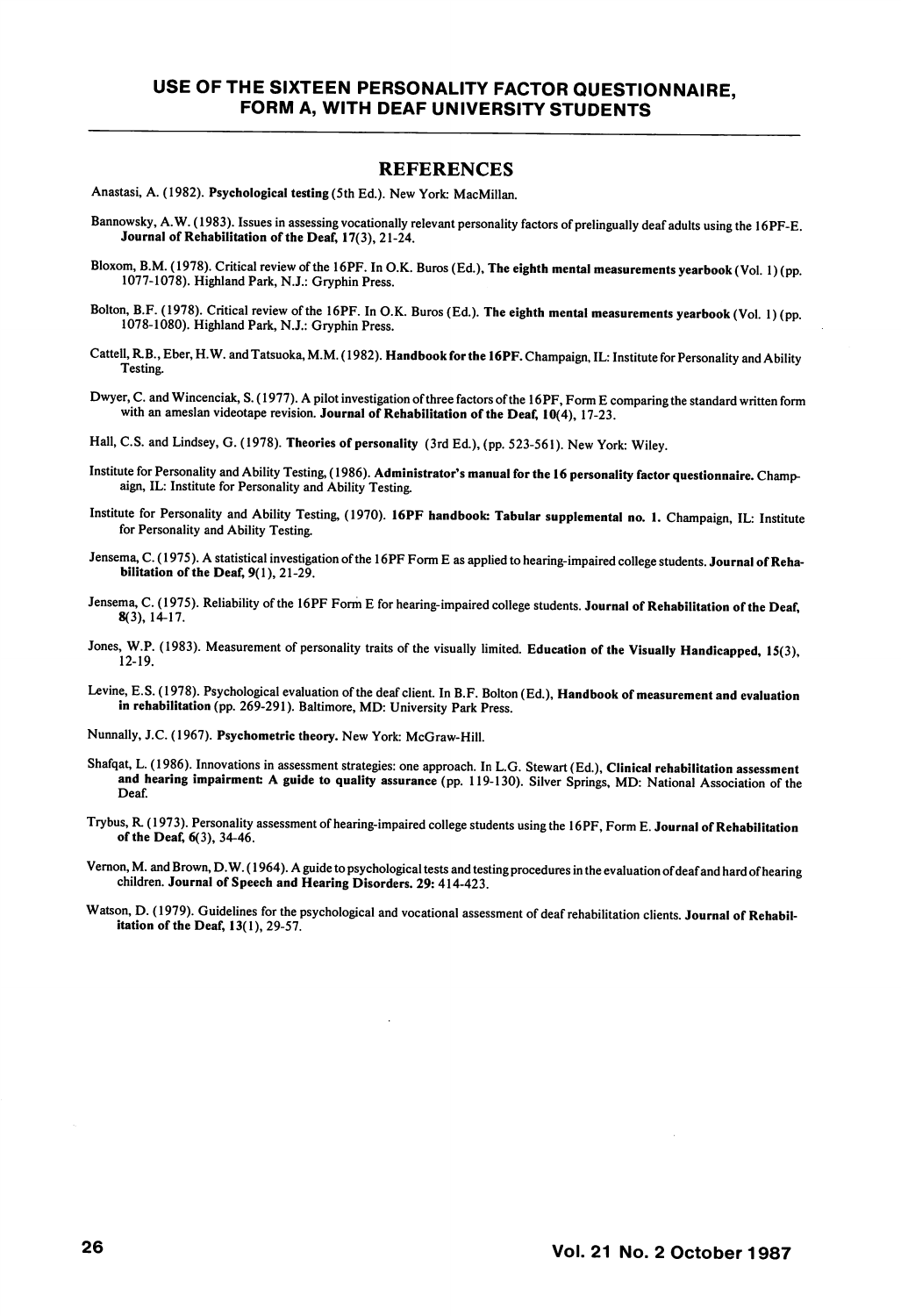# REFERENCES

Anastasi, A. (1982). **Psychological testing** (5th Ed.). New York: MacMillan.

Bannowsky, A.W. (1983). Issues in assessing vocationally relevant personality factors of prelingually deaf adults using the 16PF-E. **Journal of Rehabilitation of the Deaf, 17**(3), 21-24.

Bloxom, B.M. (1978). Critical review of the 16PF. In O.K. Buros (Ed.), **The eighth mental measurements yearbook** (Vol. 1) (pp. 1077-1078). Highland Park, N.J.: Gryphin Press.

Bolton, B.F. (1978). Critical review of the 16PF. In O.K. Buros (Ed.). **The eighth mental measurements yearbook** (Vol. 1) (pp. 1078-1080). Highland Park, N.J.: Gryphin Press.

Cattell, R.B., Eber, H.W. and Tatsuoka, M.M. (1982). **Handbook for the 16PF.** Champaign, IL: Institute for Personality and Ability Testing.

Dwyer, C. and Wincenciak, S. (1977). A pilot investigation of three factors of the 16PF, Form E comparing the standard written form with an ameslan videotape revision. **Journal of Rehabilitation of the Deaf, 10**(4), 17-23.

Hall, C.S. and Lindsey, G. (1978). **Theories of personality** (3rd Ed.), (pp. 523-561). New York: Wiley.

Institute for Personality and Ability Testing, (1986). **Administrator's manual for the 16 personality factor questionnaire.** Champaign, IL: Institute for Personality and Ability Testing.

Institute for Personality and Ability Testing, (1970). **16PF handbook: Tabular supplemental no. 1.** Champaign, IL: Institute for Personality and Ability Testing.

Jensema, C. (1975). A statistical investigation of the 16PF Form E as applied to hearing-impaired college students. **Journal of Rehabilitation of the Deaf, 9**(1), 21-29.

Jensema, C. (1975). Reliability of the 16PF Form E for hearing-impaired college students. **Journal of Rehabilitation of the Deaf, 8**(3), 14-17.

Jones, W.P. (1983). Measurement of personality traits of the visually limited. **Education of the Visually Handicapped, 15**(3), 12-19.

Levine, E.S. (1978). Psychological evaluation of the deaf client. In B.F. Bolton (Ed.), **Handbook of measurement and evaluation in rehabilitation** (pp. 269-291). Baltimore, MD: University Park Press.

Nunnally, J.C. (1967). **Psychometric theory.** New York: McGraw-Hill.

Shafqat, L. (1986). Innovations in assessment strategies: one approach. In L.G. Stewart (Ed.), **Clinical rehabilitation assessment and hearing impairment: A guide to quality assurance** (pp. 119-130). Silver Springs, MD: National Association of the Deaf.

Trybus, R. (1973). Personality assessment of hearing-impaired college students using the 16PF, Form E. **Journal of Rehabilitation of the Deaf, 6**(3), 34-46.

Vernon, M. and Brown, D.W. (1964). A guide to psychological tests and testing procedures in the evaluation of deaf and hard of hearing children. **Journal of Speech and Hearing Disorders. 29:** 414-423.

Watson, D. (1979). Guidelines for the psychological and vocational assessment of deaf rehabilitation clients. **Journal of Rehabilitation of the Deaf, 13**(1), 29-57.